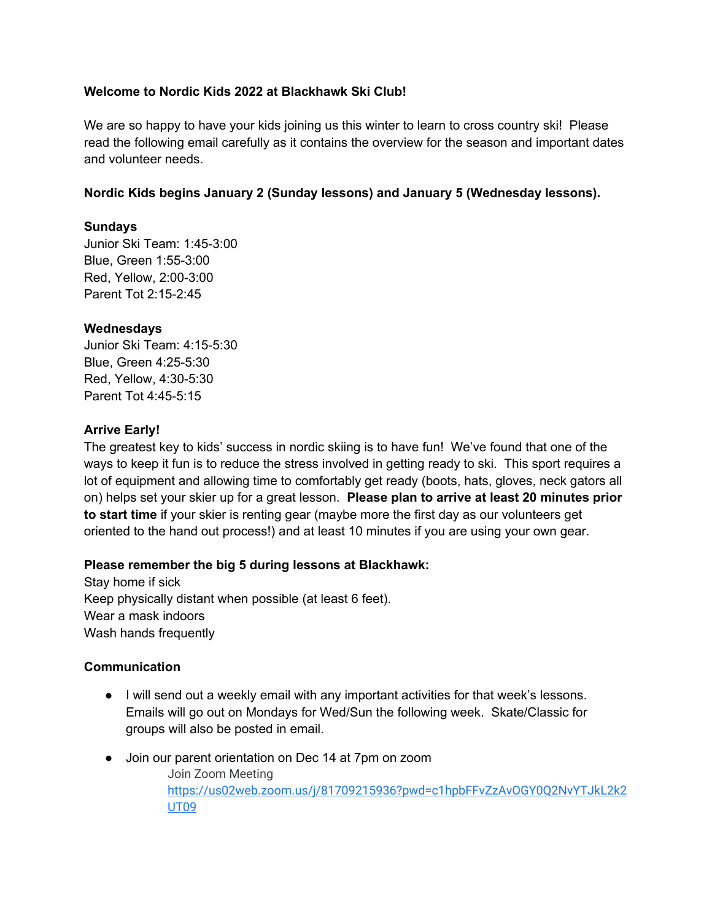**Welcome to Nordic Kids 2022 at Blackhawk Ski Club!**

We are so happy to have your kids joining us this winter to learn to cross country ski! Please read the following email carefully as it contains the overview for the season and important dates and volunteer needs.

**Nordic Kids begins January 2 (Sunday lessons) and January 5 (Wednesday lessons).**

**Sundays**
Junior Ski Team: 1:45-3:00
Blue, Green 1:55-3:00
Red, Yellow, 2:00-3:00
Parent Tot 2:15-2:45

**Wednesdays**
Junior Ski Team: 4:15-5:30
Blue, Green 4:25-5:30
Red, Yellow, 4:30-5:30
Parent Tot 4:45-5:15

**Arrive Early!**
The greatest key to kids' success in nordic skiing is to have fun! We've found that one of the ways to keep it fun is to reduce the stress involved in getting ready to ski. This sport requires a lot of equipment and allowing time to comfortably get ready (boots, hats, gloves, neck gators all on) helps set your skier up for a great lesson. **Please plan to arrive at least 20 minutes prior to start time** if your skier is renting gear (maybe more the first day as our volunteers get oriented to the hand out process!) and at least 10 minutes if you are using your own gear.

**Please remember the big 5 during lessons at Blackhawk:**
Stay home if sick
Keep physically distant when possible (at least 6 feet).
Wear a mask indoors
Wash hands frequently

**Communication**

- I will send out a weekly email with any important activities for that week's lessons. Emails will go out on Mondays for Wed/Sun the following week. Skate/Classic for groups will also be posted in email.
- Join our parent orientation on Dec 14 at 7pm on zoom
  Join Zoom Meeting
  https://us02web.zoom.us/j/81709215936?pwd=c1hpbFFvZzAvOGY0Q2NvYTJkL2k2UT09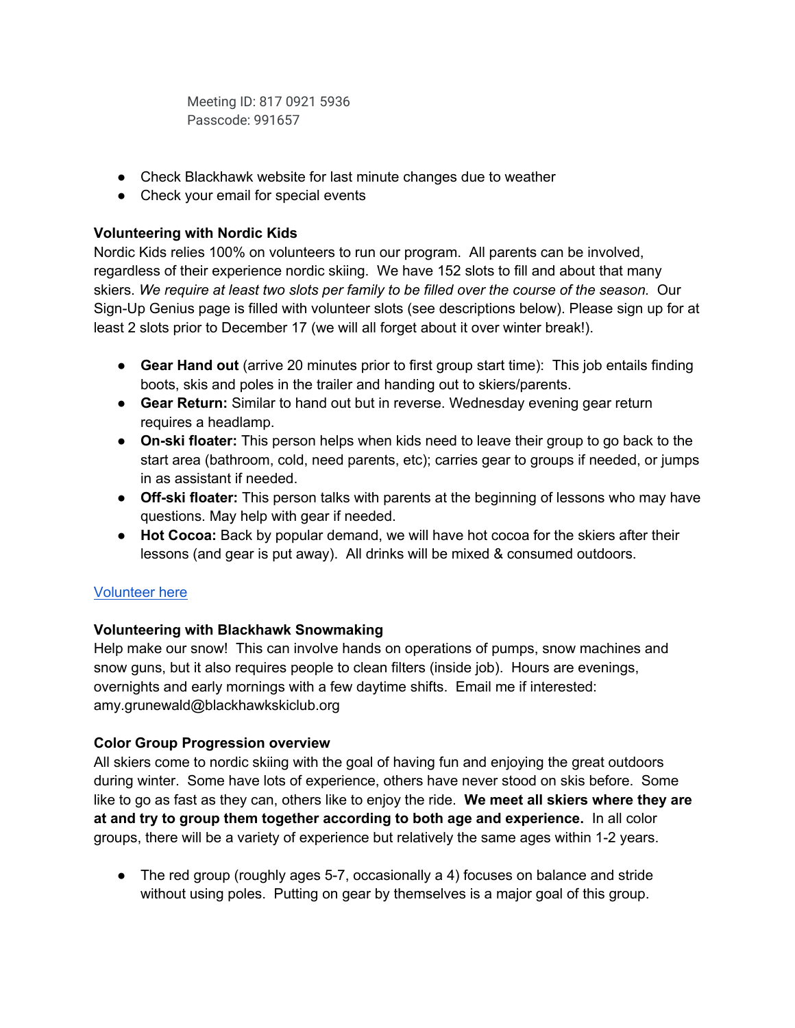Meeting ID: 817 0921 5936
Passcode: 991657

- Check Blackhawk website for last minute changes due to weather
- Check your email for special events

**Volunteering with Nordic Kids**

Nordic Kids relies 100% on volunteers to run our program. All parents can be involved, regardless of their experience nordic skiing. We have 152 slots to fill and about that many skiers. *We require at least two slots per family to be filled over the course of the season.* Our Sign-Up Genius page is filled with volunteer slots (see descriptions below). Please sign up for at least 2 slots prior to December 17 (we will all forget about it over winter break!).

- **Gear Hand out** (arrive 20 minutes prior to first group start time): This job entails finding boots, skis and poles in the trailer and handing out to skiers/parents.
- **Gear Return:** Similar to hand out but in reverse. Wednesday evening gear return requires a headlamp.
- **On-ski floater:** This person helps when kids need to leave their group to go back to the start area (bathroom, cold, need parents, etc); carries gear to groups if needed, or jumps in as assistant if needed.
- **Off-ski floater:** This person talks with parents at the beginning of lessons who may have questions. May help with gear if needed.
- **Hot Cocoa:** Back by popular demand, we will have hot cocoa for the skiers after their lessons (and gear is put away). All drinks will be mixed & consumed outdoors.

Volunteer here

**Volunteering with Blackhawk Snowmaking**

Help make our snow! This can involve hands on operations of pumps, snow machines and snow guns, but it also requires people to clean filters (inside job). Hours are evenings, overnights and early mornings with a few daytime shifts. Email me if interested: amy.grunewald@blackhawkskiclub.org

**Color Group Progression overview**

All skiers come to nordic skiing with the goal of having fun and enjoying the great outdoors during winter. Some have lots of experience, others have never stood on skis before. Some like to go as fast as they can, others like to enjoy the ride. **We meet all skiers where they are at and try to group them together according to both age and experience.** In all color groups, there will be a variety of experience but relatively the same ages within 1-2 years.

- The red group (roughly ages 5-7, occasionally a 4) focuses on balance and stride without using poles. Putting on gear by themselves is a major goal of this group.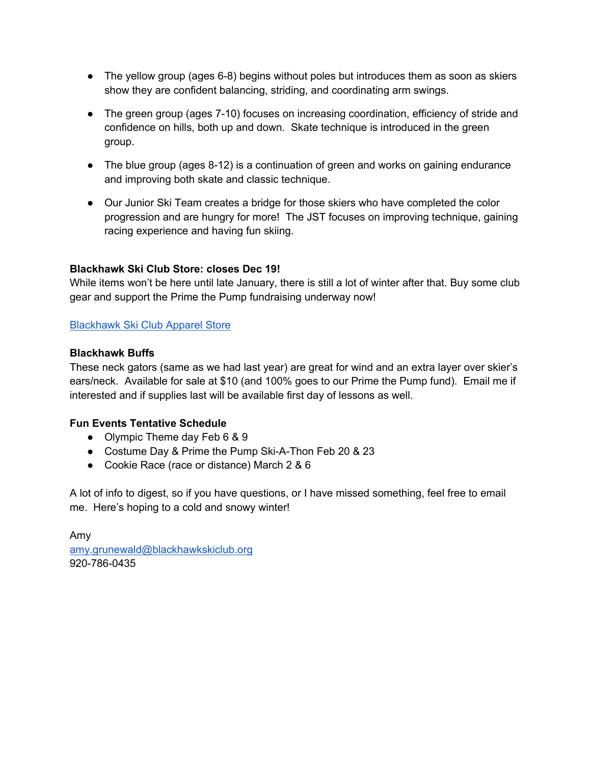- The yellow group (ages 6-8) begins without poles but introduces them as soon as skiers show they are confident balancing, striding, and coordinating arm swings.
- The green group (ages 7-10) focuses on increasing coordination, efficiency of stride and confidence on hills, both up and down. Skate technique is introduced in the green group.
- The blue group (ages 8-12) is a continuation of green and works on gaining endurance and improving both skate and classic technique.
- Our Junior Ski Team creates a bridge for those skiers who have completed the color progression and are hungry for more! The JST focuses on improving technique, gaining racing experience and having fun skiing.

**Blackhawk Ski Club Store: closes Dec 19!**
While items won't be here until late January, there is still a lot of winter after that. Buy some club gear and support the Prime the Pump fundraising underway now!

[Blackhawk Ski Club Apparel Store]()

**Blackhawk Buffs**
These neck gators (same as we had last year) are great for wind and an extra layer over skier's ears/neck. Available for sale at $10 (and 100% goes to our Prime the Pump fund). Email me if interested and if supplies last will be available first day of lessons as well.

**Fun Events Tentative Schedule**
- Olympic Theme day Feb 6 & 9
- Costume Day & Prime the Pump Ski-A-Thon Feb 20 & 23
- Cookie Race (race or distance) March 2 & 6

A lot of info to digest, so if you have questions, or I have missed something, feel free to email me. Here's hoping to a cold and snowy winter!

Amy
amy.grunewald@blackhawkskiclub.org
920-786-0435